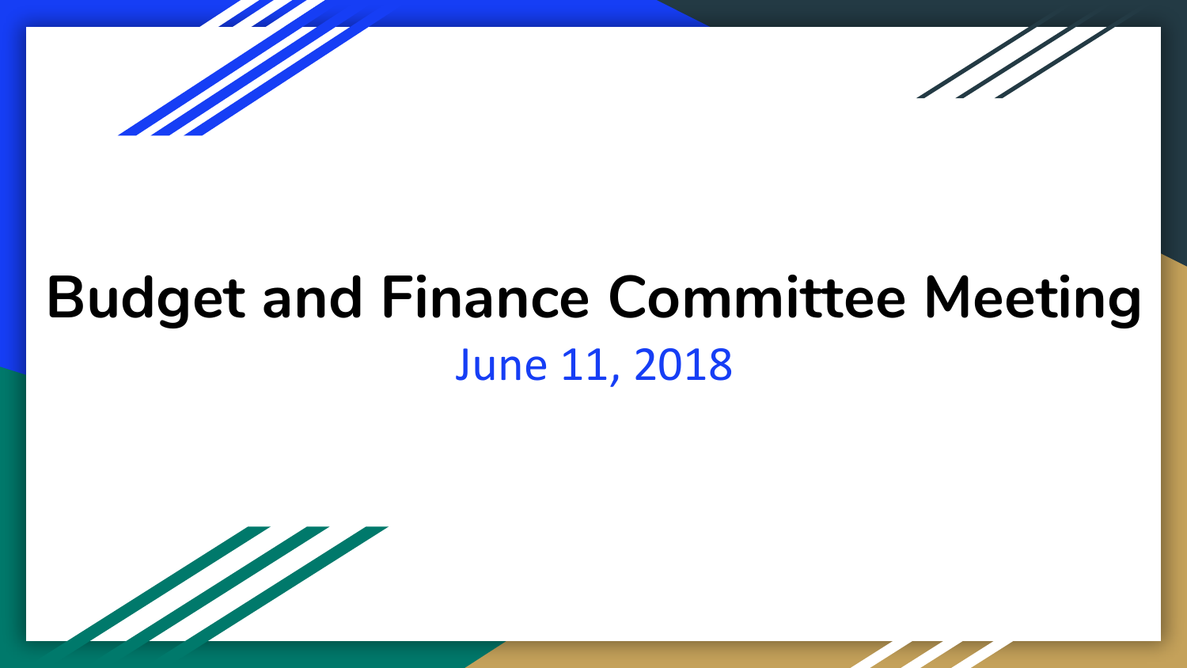# Budget and Finance Committee Meeting

June 11, 2018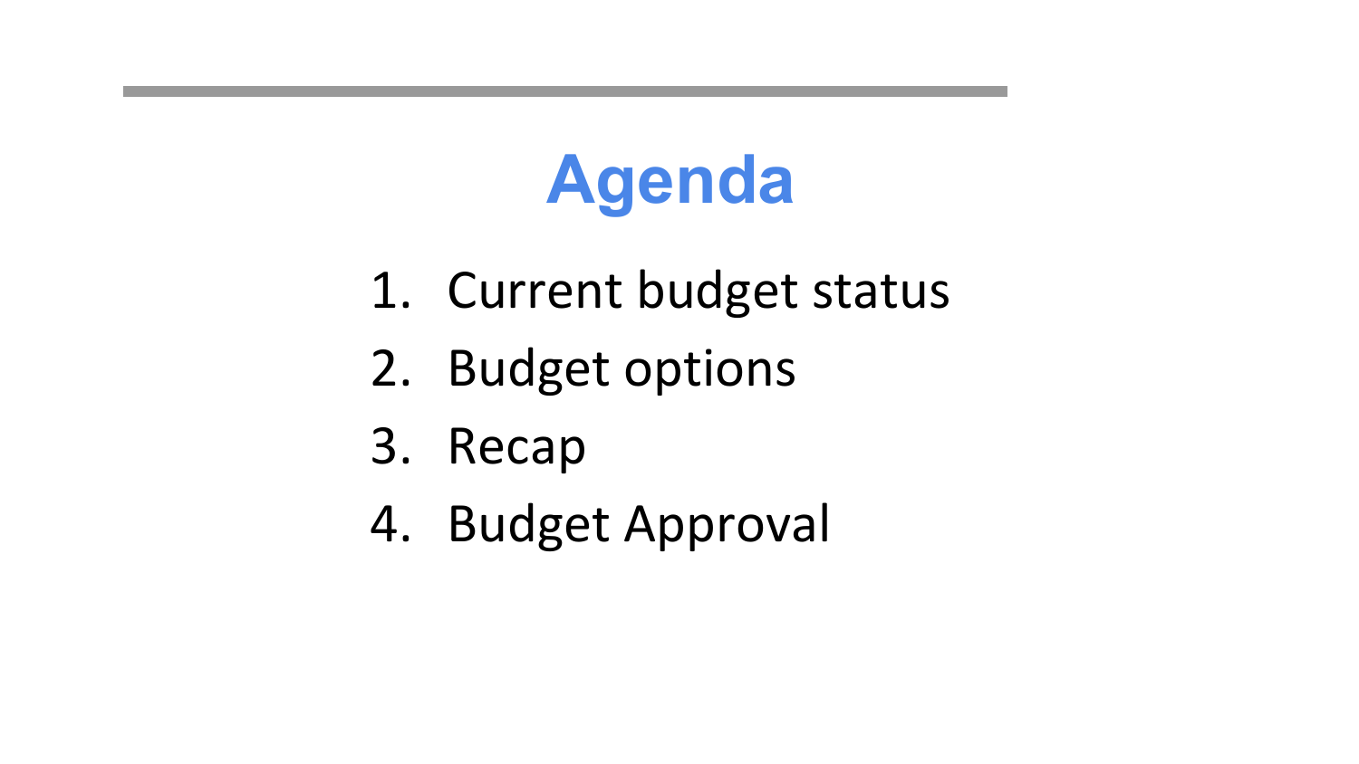# Agenda

1. Current budget status
2. Budget options
3. Recap
4. Budget Approval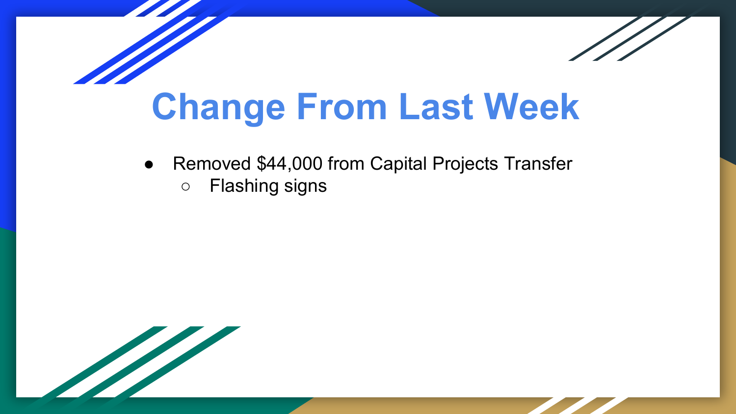# Change From Last Week

- Removed $44,000 from Capital Projects Transfer
  - Flashing signs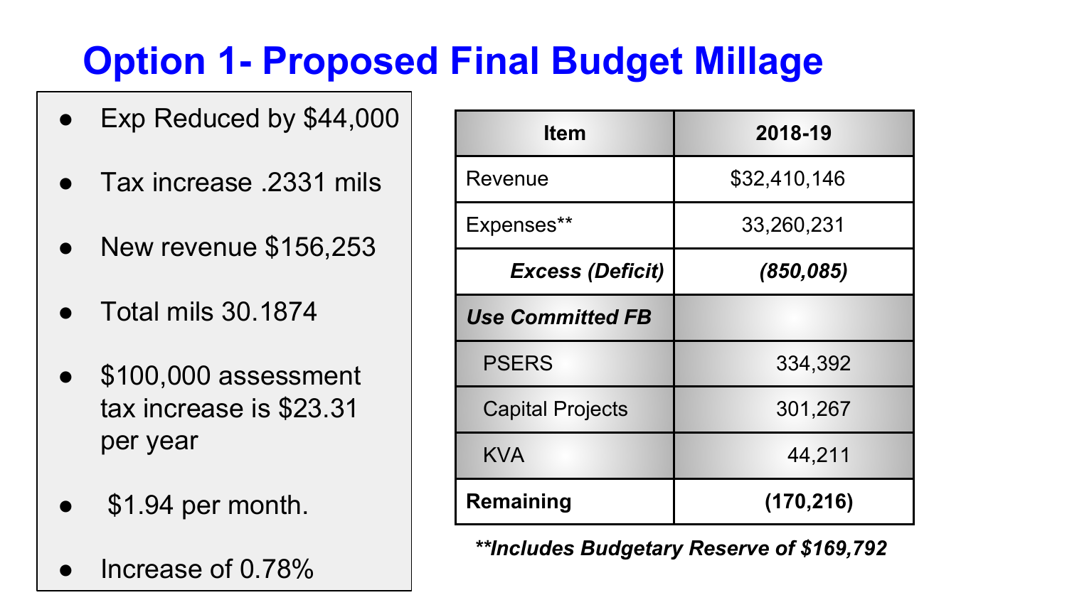# Option 1- Proposed Final Budget Millage

- Exp Reduced by $44,000
- Tax increase .2331 mils
- New revenue $156,253
- Total mils 30.1874
- $100,000 assessment tax increase is $23.31 per year
- $1.94 per month.
- Increase of 0.78%

| Item | 2018-19 |
|---|---|
| Revenue | $32,410,146 |
| Expenses** | 33,260,231 |
| ***Excess (Deficit)*** | ***(850,085)*** |
| ***Use Committed FB*** | |
| PSERS | 334,392 |
| Capital Projects | 301,267 |
| KVA | 44,211 |
| **Remaining** | **(170,216)** |

***Includes Budgetary Reserve of $169,792***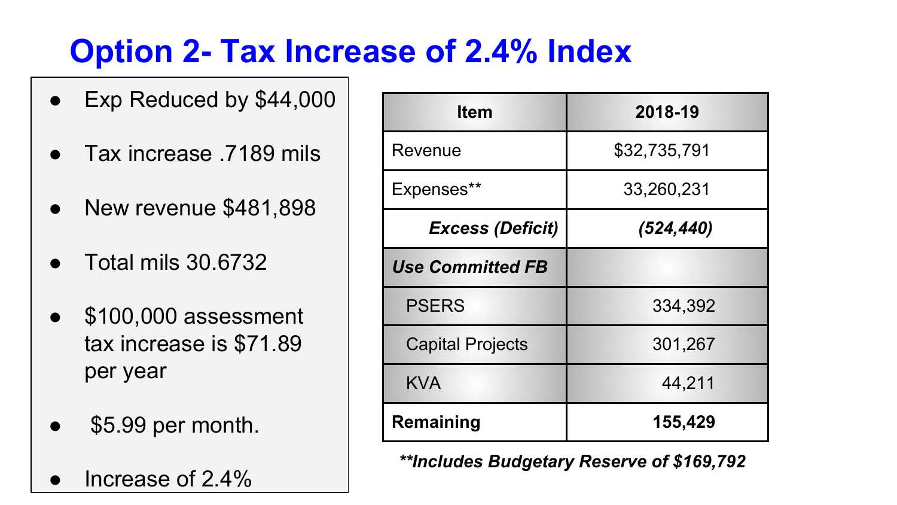# Option 2- Tax Increase of 2.4% Index

- Exp Reduced by $44,000
- Tax increase .7189 mils
- New revenue $481,898
- Total mils 30.6732
- $100,000 assessment tax increase is $71.89 per year
- $5.99 per month.
- Increase of 2.4%

| Item | 2018-19 |
|---|---|
| Revenue | $32,735,791 |
| Expenses** | 33,260,231 |
| ***Excess (Deficit)*** | ***(524,440)*** |
| ***Use Committed FB*** | |
| PSERS | 334,392 |
| Capital Projects | 301,267 |
| KVA | 44,211 |
| **Remaining** | **155,429** |

***Includes Budgetary Reserve of $169,792*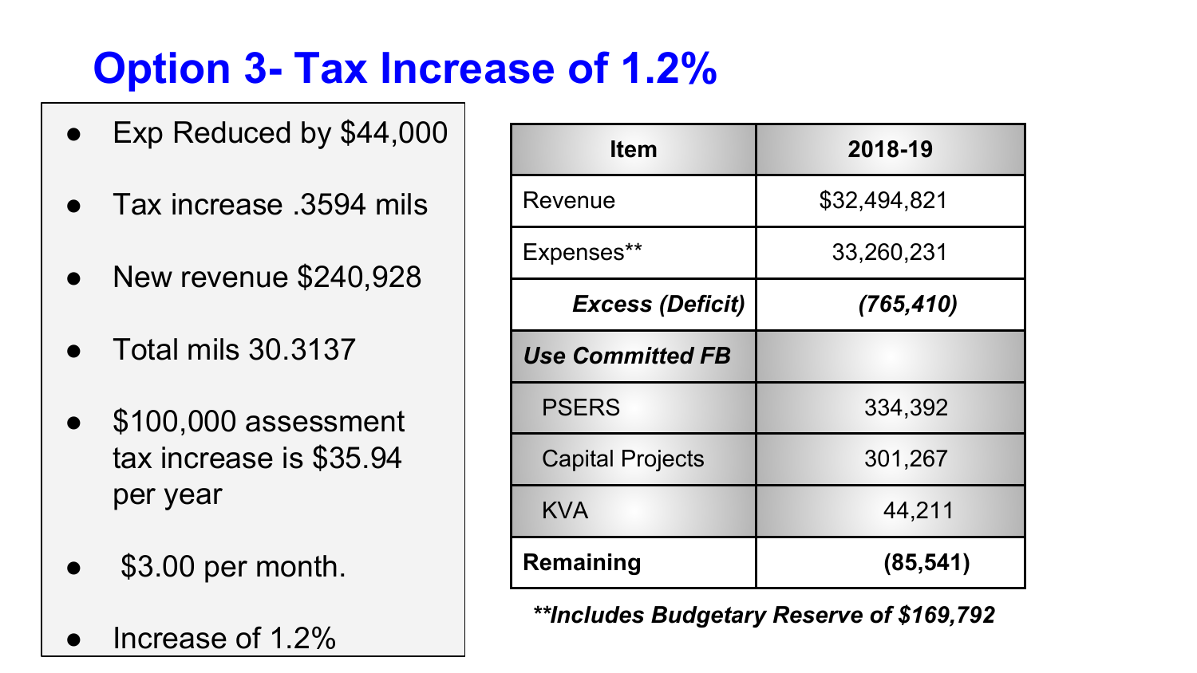# Option 3- Tax Increase of 1.2%

- Exp Reduced by $44,000
- Tax increase .3594 mils
- New revenue $240,928
- Total mils 30.3137
- $100,000 assessment tax increase is $35.94 per year
- $3.00 per month.
- Increase of 1.2%

| Item | 2018-19 |
|---|---|
| Revenue | $32,494,821 |
| Expenses** | 33,260,231 |
| ***Excess (Deficit)*** | ***(765,410)*** |
| ***Use Committed FB*** | |
| PSERS | 334,392 |
| Capital Projects | 301,267 |
| KVA | 44,211 |
| **Remaining** | **(85,541)** |

***Includes Budgetary Reserve of $169,792***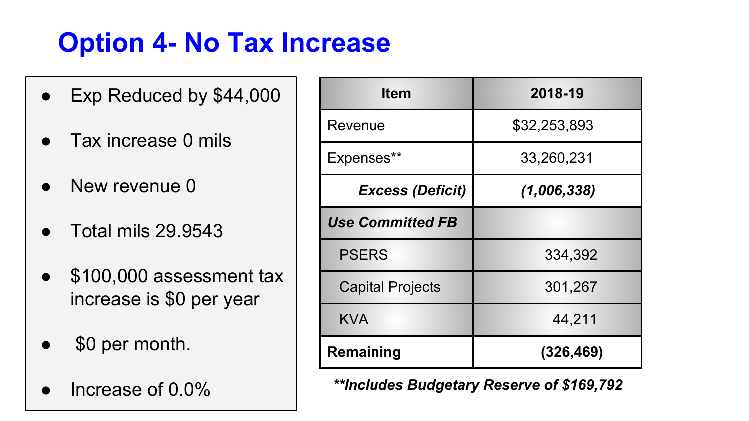# Option 4- No Tax Increase

- Exp Reduced by $44,000
- Tax increase 0 mils
- New revenue 0
- Total mils 29.9543
- $100,000 assessment tax increase is $0 per year
- $0 per month.
- Increase of 0.0%

| Item | 2018-19 |
|---|---|
| Revenue | $32,253,893 |
| Expenses** | 33,260,231 |
| ***Excess (Deficit)*** | ***(1,006,338)*** |
| ***Use Committed FB*** | |
| PSERS | 334,392 |
| Capital Projects | 301,267 |
| KVA | 44,211 |
| **Remaining** | **(326,469)** |

***\*\*Includes Budgetary Reserve of $169,792***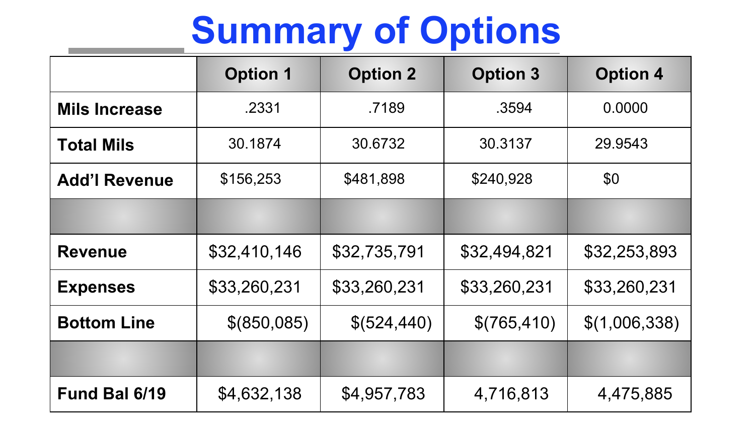# Summary of Options

| | Option 1 | Option 2 | Option 3 | Option 4 |
|---|---|---|---|---|
| **Mils Increase** | .2331 | .7189 | .3594 | 0.0000 |
| **Total Mils** | 30.1874 | 30.6732 | 30.3137 | 29.9543 |
| **Add'l Revenue** | $156,253 | $481,898 | $240,928 | $0 |
| | | | | |
| **Revenue** | $32,410,146 | $32,735,791 | $32,494,821 | $32,253,893 |
| **Expenses** | $33,260,231 | $33,260,231 | $33,260,231 | $33,260,231 |
| **Bottom Line** | $(850,085) | $(524,440) | $(765,410) | $(1,006,338) |
| | | | | |
| **Fund Bal 6/19** | $4,632,138 | $4,957,783 | 4,716,813 | 4,475,885 |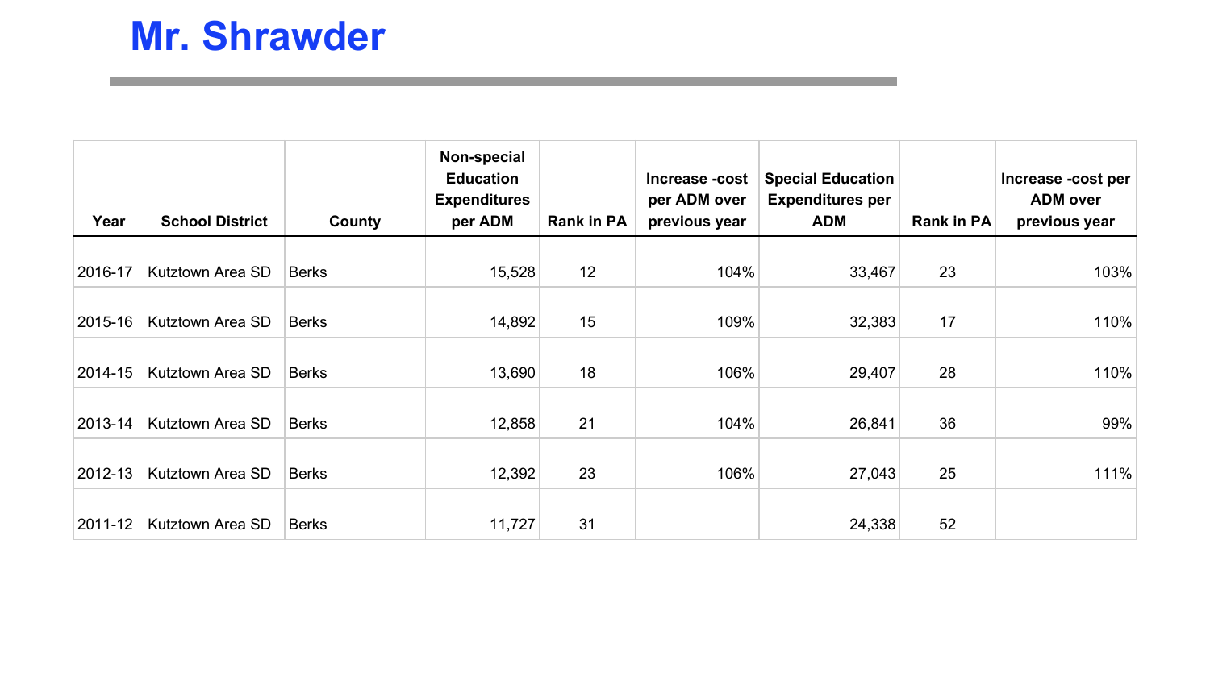# Mr. Shrawder

| Year | School District | County | Non-special Education Expenditures per ADM | Rank in PA | Increase -cost per ADM over previous year | Special Education Expenditures per ADM | Rank in PA | Increase -cost per ADM over previous year |
|---|---|---|---|---|---|---|---|---|
| 2016-17 | Kutztown Area SD | Berks | 15,528 | 12 | 104% | 33,467 | 23 | 103% |
| 2015-16 | Kutztown Area SD | Berks | 14,892 | 15 | 109% | 32,383 | 17 | 110% |
| 2014-15 | Kutztown Area SD | Berks | 13,690 | 18 | 106% | 29,407 | 28 | 110% |
| 2013-14 | Kutztown Area SD | Berks | 12,858 | 21 | 104% | 26,841 | 36 | 99% |
| 2012-13 | Kutztown Area SD | Berks | 12,392 | 23 | 106% | 27,043 | 25 | 111% |
| 2011-12 | Kutztown Area SD | Berks | 11,727 | 31 | | 24,338 | 52 | |